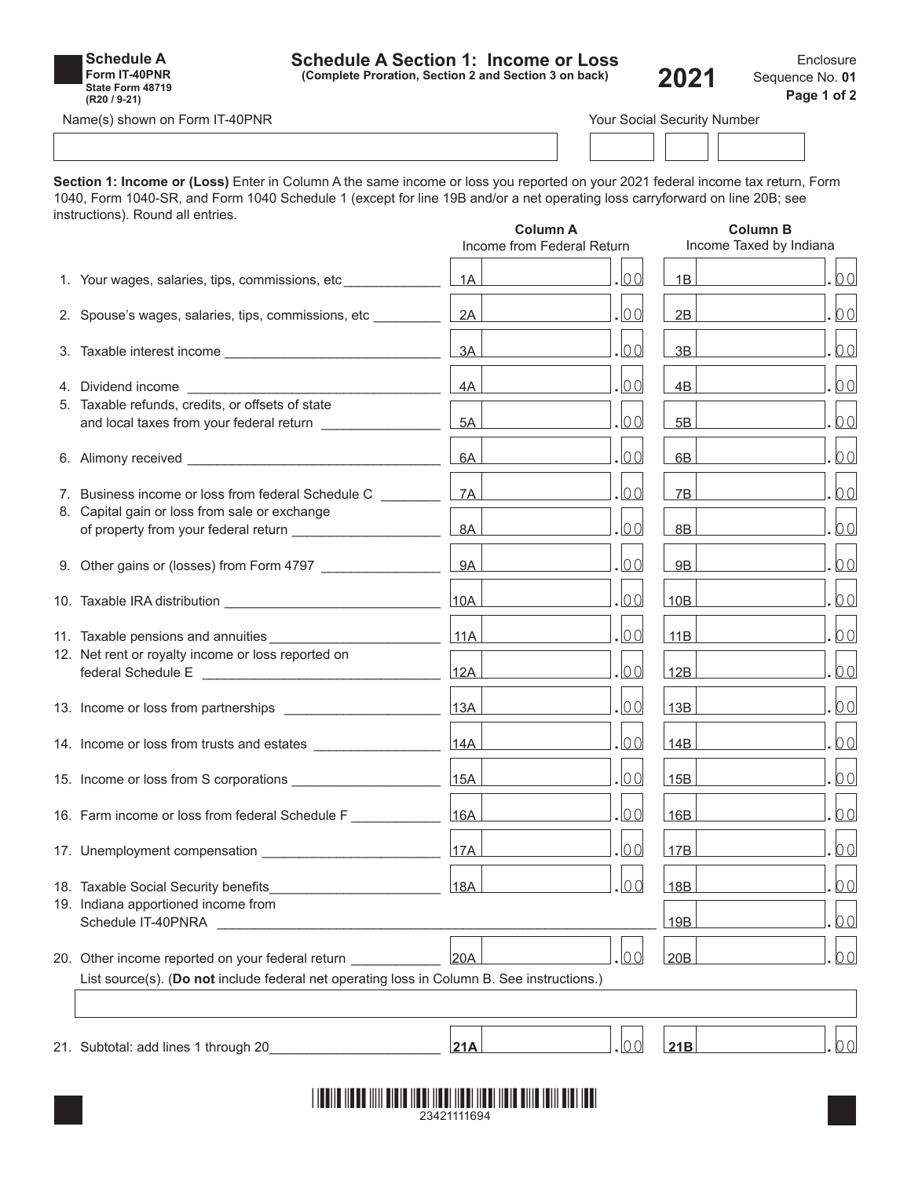**Schedule A**
**Form IT-40PNR**
**State Form 48719**
**(R20 / 9-21)**

# Schedule A Section 1: Income or Loss

**(Complete Proration, Section 2 and Section 3 on back)**

**2021**

Enclosure
Sequence No. **01**

Name(s) shown on Form IT-40PNR

Your Social Security Number

**Section 1: Income or (Loss)** Enter in Column A the same income or loss you reported on your 2021 federal income tax return, Form 1040, Form 1040-SR, and Form 1040 Schedule 1 (except for line 19B and/or a net operating loss carryforward on line 20B; see instructions). Round all entries.

| | Column A<br>Income from Federal Return | Column B<br>Income Taxed by Indiana |
|---|---|---|
| 1. Your wages, salaries, tips, commissions, etc | 1A .00 | 1B .00 |
| 2. Spouse's wages, salaries, tips, commissions, etc | 2A .00 | 2B .00 |
| 3. Taxable interest income | 3A .00 | 3B .00 |
| 4. Dividend income | 4A .00 | 4B .00 |
| 5. Taxable refunds, credits, or offsets of state and local taxes from your federal return | 5A .00 | 5B .00 |
| 6. Alimony received | 6A .00 | 6B .00 |
| 7. Business income or loss from federal Schedule C | 7A .00 | 7B .00 |
| 8. Capital gain or loss from sale or exchange of property from your federal return | 8A .00 | 8B .00 |
| 9. Other gains or (losses) from Form 4797 | 9A .00 | 9B .00 |
| 10. Taxable IRA distribution | 10A .00 | 10B .00 |
| 11. Taxable pensions and annuities | 11A .00 | 11B .00 |
| 12. Net rent or royalty income or loss reported on federal Schedule E | 12A .00 | 12B .00 |
| 13. Income or loss from partnerships | 13A .00 | 13B .00 |
| 14. Income or loss from trusts and estates | 14A .00 | 14B .00 |
| 15. Income or loss from S corporations | 15A .00 | 15B .00 |
| 16. Farm income or loss from federal Schedule F | 16A .00 | 16B .00 |
| 17. Unemployment compensation | 17A .00 | 17B .00 |
| 18. Taxable Social Security benefits | 18A .00 | 18B .00 |
| 19. Indiana apportioned income from Schedule IT-40PNRA | | 19B .00 |
| 20. Other income reported on your federal return | 20A .00 | 20B .00 |
| 21. Subtotal: add lines 1 through 20 | **21A** .00 | **21B** .00 |

Line 20: List source(s). (**Do not** include federal net operating loss in Column B. See instructions.)

23421111694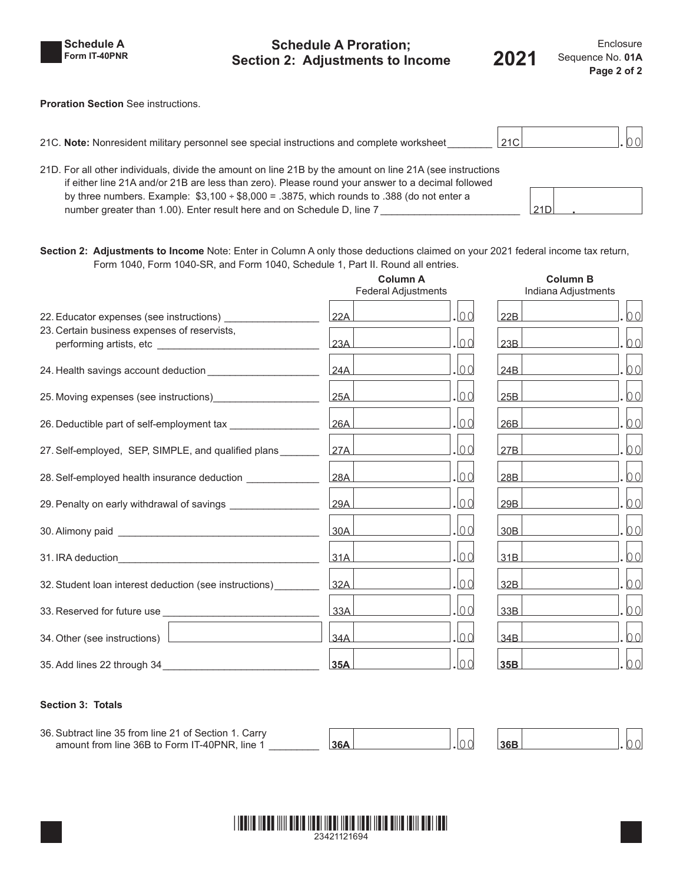Schedule A
Form IT-40PNR

# Schedule A Proration; Section 2: Adjustments to Income

2021

Enclosure Sequence No. **01A**

**Proration Section** See instructions.

21C. **Note:** Nonresident military personnel see special instructions and complete worksheet ________ 21C ______ .00

21D. For all other individuals, divide the amount on line 21B by the amount on line 21A (see instructions if either line 21A and/or 21B are less than zero). Please round your answer to a decimal followed by three numbers. Example: $3,100 ÷ $8,000 = .3875, which rounds to .388 (do not enter a number greater than 1.00). Enter result here and on Schedule D, line 7 ________ 21D .______

**Section 2: Adjustments to Income** Note: Enter in Column A only those deductions claimed on your 2021 federal income tax return, Form 1040, Form 1040-SR, and Form 1040, Schedule 1, Part II. Round all entries.

| | Column A Federal Adjustments | Column B Indiana Adjustments |
|---|---|---|
| 22. Educator expenses (see instructions) | 22A .00 | 22B .00 |
| 23. Certain business expenses of reservists, performing artists, etc | 23A .00 | 23B .00 |
| 24. Health savings account deduction | 24A .00 | 24B .00 |
| 25. Moving expenses (see instructions) | 25A .00 | 25B .00 |
| 26. Deductible part of self-employment tax | 26A .00 | 26B .00 |
| 27. Self-employed, SEP, SIMPLE, and qualified plans | 27A .00 | 27B .00 |
| 28. Self-employed health insurance deduction | 28A .00 | 28B .00 |
| 29. Penalty on early withdrawal of savings | 29A .00 | 29B .00 |
| 30. Alimony paid | 30A .00 | 30B .00 |
| 31. IRA deduction | 31A .00 | 31B .00 |
| 32. Student loan interest deduction (see instructions) | 32A .00 | 32B .00 |
| 33. Reserved for future use | 33A .00 | 33B .00 |
| 34. Other (see instructions) | 34A .00 | 34B .00 |
| 35. Add lines 22 through 34 | **35A** .00 | **35B** .00 |

**Section 3: Totals**

| | | |
|---|---|---|
| 36. Subtract line 35 from line 21 of Section 1. Carry amount from line 36B to Form IT-40PNR, line 1 | **36A** .00 | **36B** .00 |

23421121694